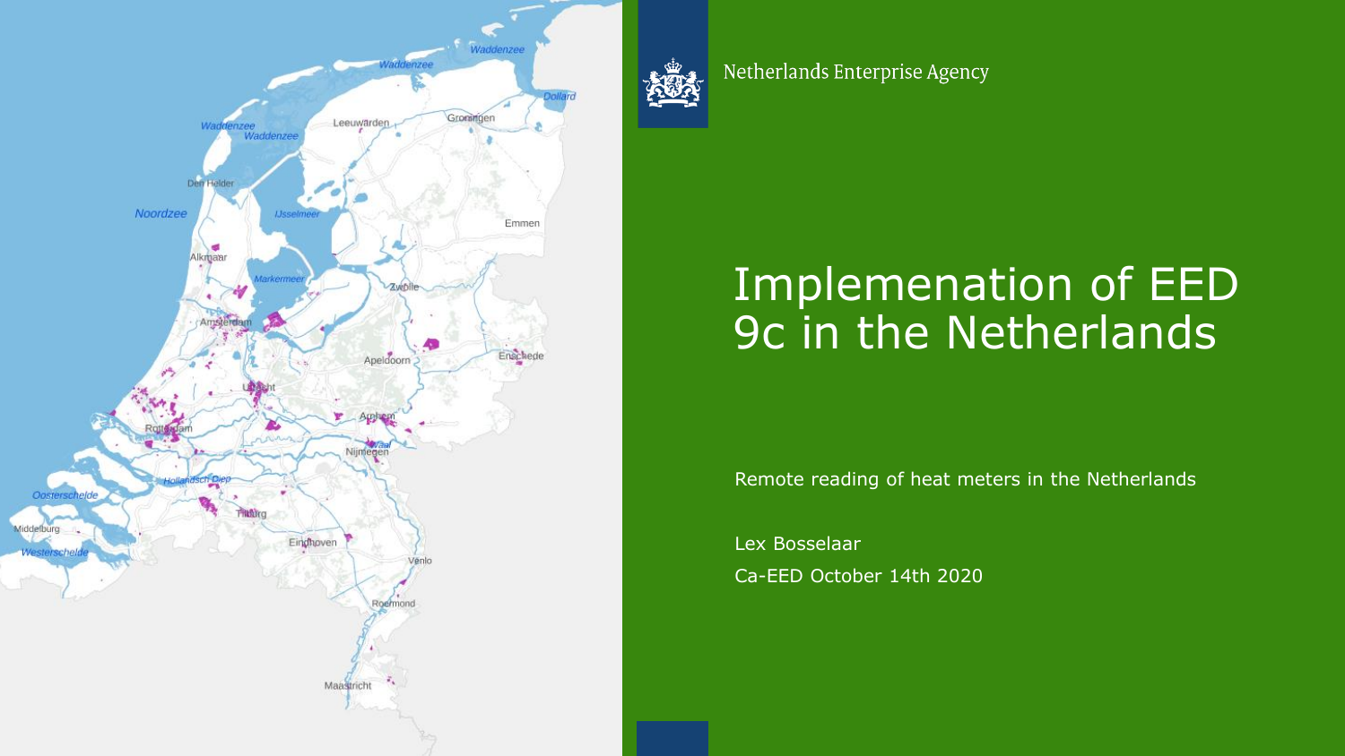Netherlands Enterprise Agency

# Implemenation of EED 9c in the Netherlands

Remote reading of heat meters in the Netherlands

Lex Bosselaar

Ca-EED October 14th 2020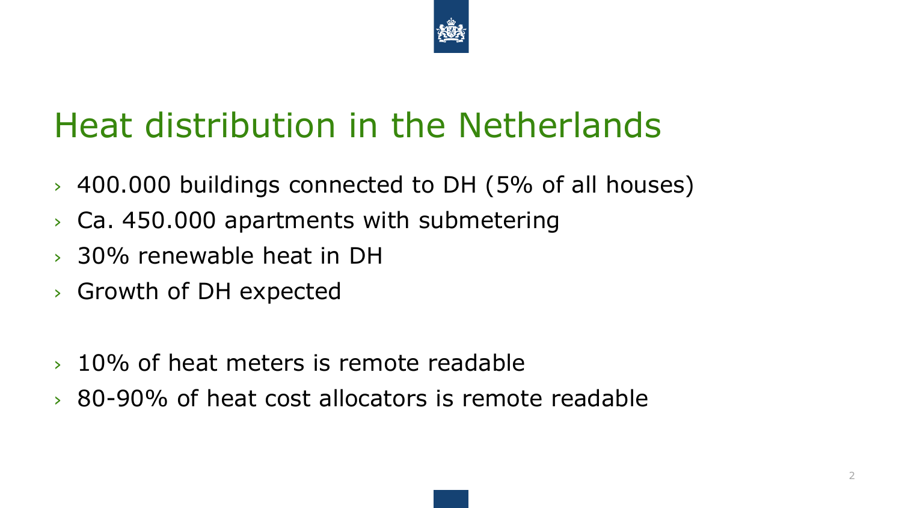# Heat distribution in the Netherlands

- 400.000 buildings connected to DH (5% of all houses)
- Ca. 450.000 apartments with submetering
- 30% renewable heat in DH
- Growth of DH expected

- 10% of heat meters is remote readable
- 80-90% of heat cost allocators is remote readable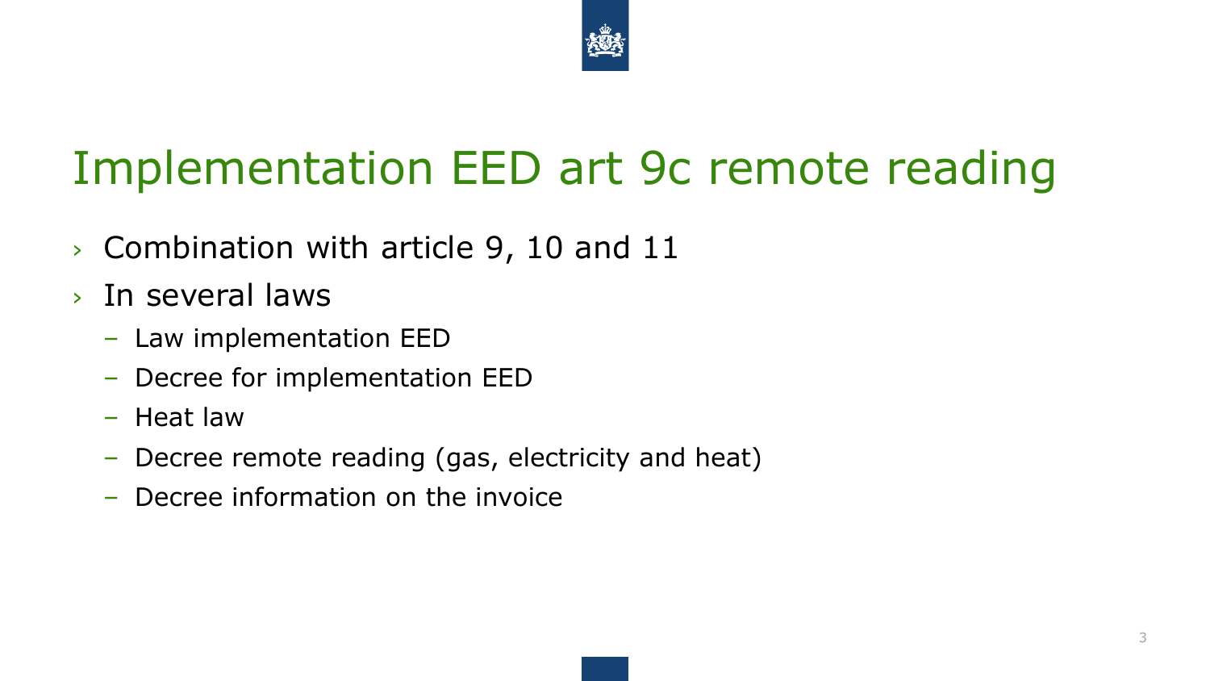# Implementation EED art 9c remote reading

- Combination with article 9, 10 and 11
- In several laws
  - Law implementation EED
  - Decree for implementation EED
  - Heat law
  - Decree remote reading (gas, electricity and heat)
  - Decree information on the invoice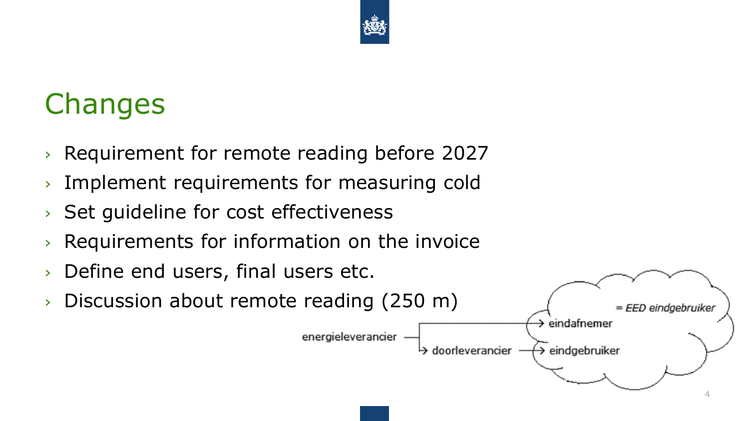# Changes

- Requirement for remote reading before 2027
- Implement requirements for measuring cold
- Set guideline for cost effectiveness
- Requirements for information on the invoice
- Define end users, final users etc.
- Discussion about remote reading (250 m)

energieleverancier → eindafnemer

energieleverancier → doorleverancier → eindgebruiker

= EED eindgebruiker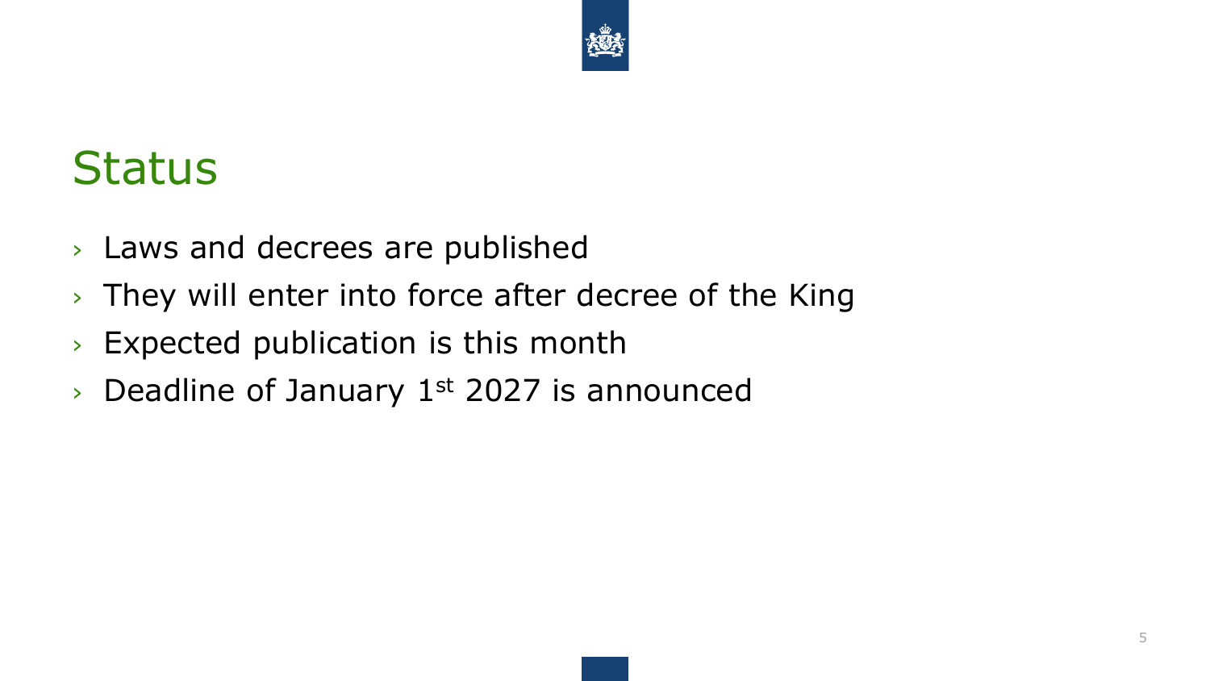# Status

- Laws and decrees are published
- They will enter into force after decree of the King
- Expected publication is this month
- Deadline of January 1st 2027 is announced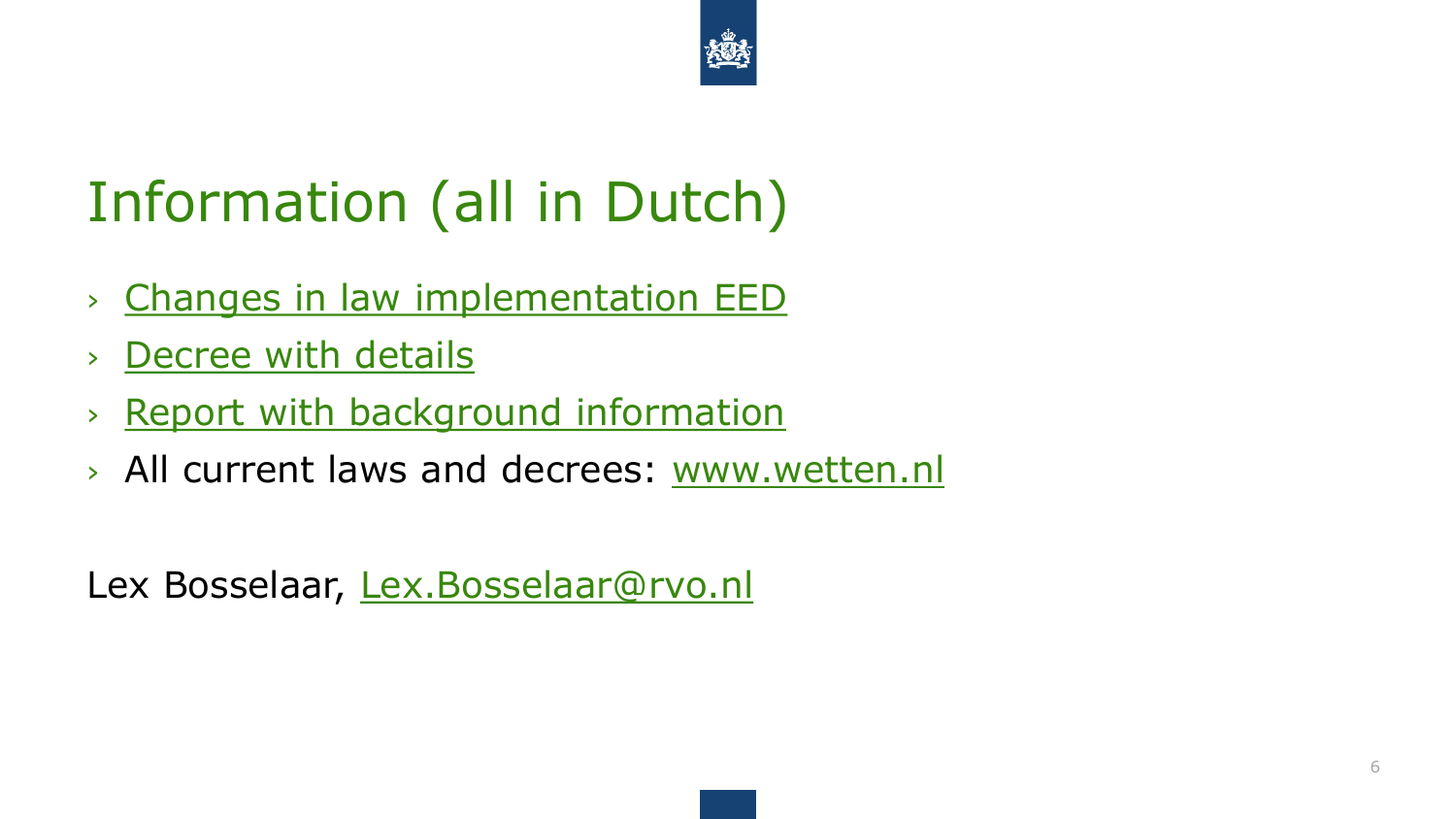# Information (all in Dutch)

- Changes in law implementation EED
- Decree with details
- Report with background information
- All current laws and decrees: www.wetten.nl

Lex Bosselaar, Lex.Bosselaar@rvo.nl